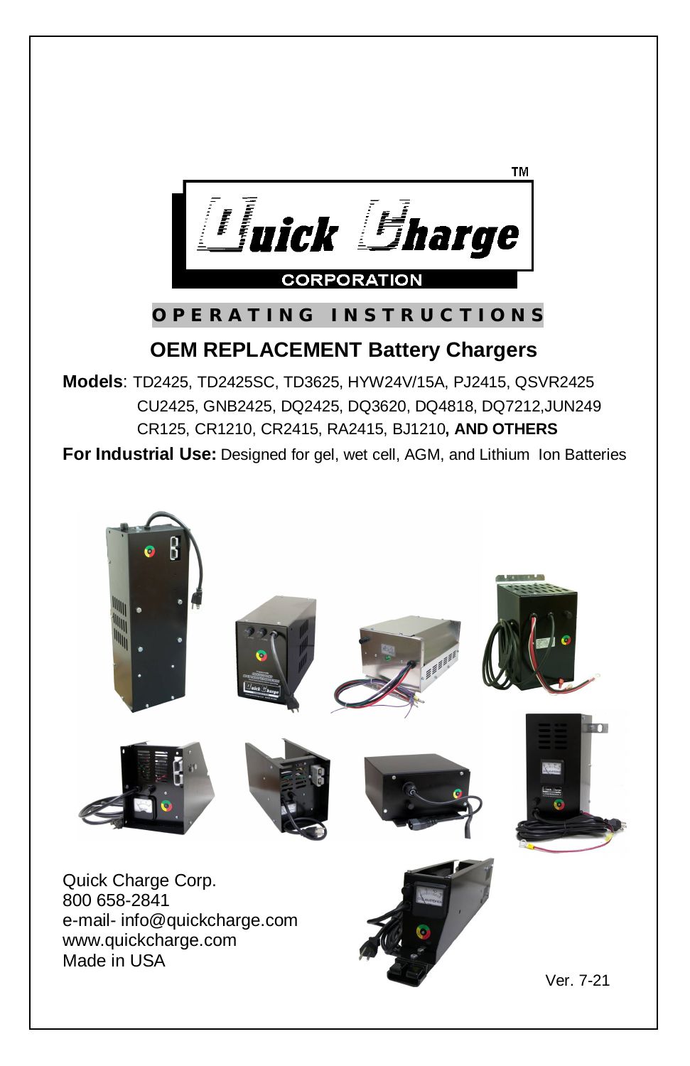Quick Charge™

CORPORATION

# OPERATING INSTRUCTIONS

## OEM REPLACEMENT Battery Chargers

**Models**: TD2425, TD2425SC, TD3625, HYW24V/15A, PJ2415, QSVR2425 CU2425, GNB2425, DQ2425, DQ3620, DQ4818, DQ7212,JUN249 CR125, CR1210, CR2415, RA2415, BJ1210**, AND OTHERS**

**For Industrial Use:** Designed for gel, wet cell, AGM, and Lithium Ion Batteries

Quick Charge Corp.
800 658-2841
e-mail- info@quickcharge.com
www.quickcharge.com
Made in USA

Ver. 7-21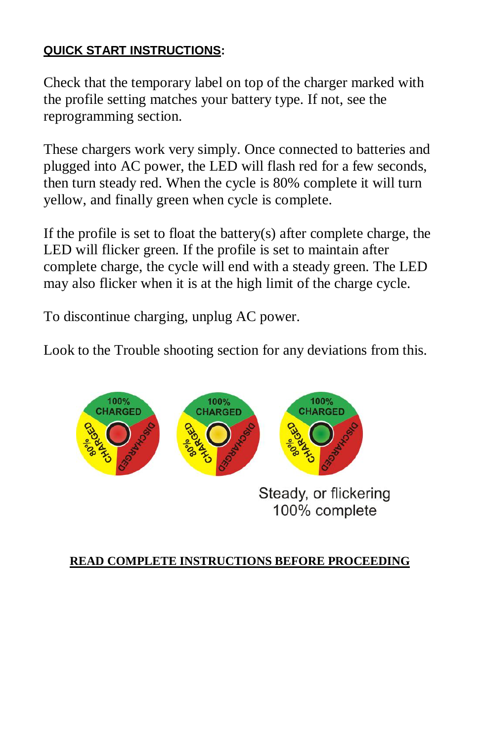**QUICK START INSTRUCTIONS:**

Check that the temporary label on top of the charger marked with the profile setting matches your battery type. If not, see the reprogramming section.

These chargers work very simply. Once connected to batteries and plugged into AC power, the LED will flash red for a few seconds, then turn steady red. When the cycle is 80% complete it will turn yellow, and finally green when cycle is complete.

If the profile is set to float the battery(s) after complete charge, the LED will flicker green. If the profile is set to maintain after complete charge, the cycle will end with a steady green. The LED may also flicker when it is at the high limit of the charge cycle.

To discontinue charging, unplug AC power.

Look to the Trouble shooting section for any deviations from this.

Steady, or flickering 100% complete

**READ COMPLETE INSTRUCTIONS BEFORE PROCEEDING**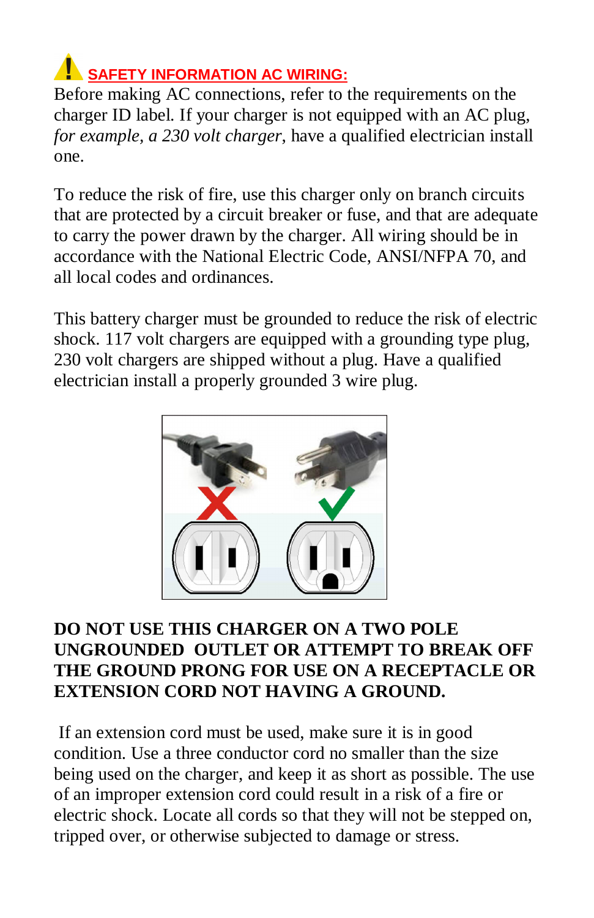## ⚠ SAFETY INFORMATION AC WIRING:

Before making AC connections, refer to the requirements on the charger ID label. If your charger is not equipped with an AC plug, *for example, a 230 volt charger*, have a qualified electrician install one.

To reduce the risk of fire, use this charger only on branch circuits that are protected by a circuit breaker or fuse, and that are adequate to carry the power drawn by the charger. All wiring should be in accordance with the National Electric Code, ANSI/NFPA 70, and all local codes and ordinances.

This battery charger must be grounded to reduce the risk of electric shock. 117 volt chargers are equipped with a grounding type plug, 230 volt chargers are shipped without a plug. Have a qualified electrician install a properly grounded 3 wire plug.

**DO NOT USE THIS CHARGER ON A TWO POLE UNGROUNDED OUTLET OR ATTEMPT TO BREAK OFF THE GROUND PRONG FOR USE ON A RECEPTACLE OR EXTENSION CORD NOT HAVING A GROUND.**

If an extension cord must be used, make sure it is in good condition. Use a three conductor cord no smaller than the size being used on the charger, and keep it as short as possible. The use of an improper extension cord could result in a risk of a fire or electric shock. Locate all cords so that they will not be stepped on, tripped over, or otherwise subjected to damage or stress.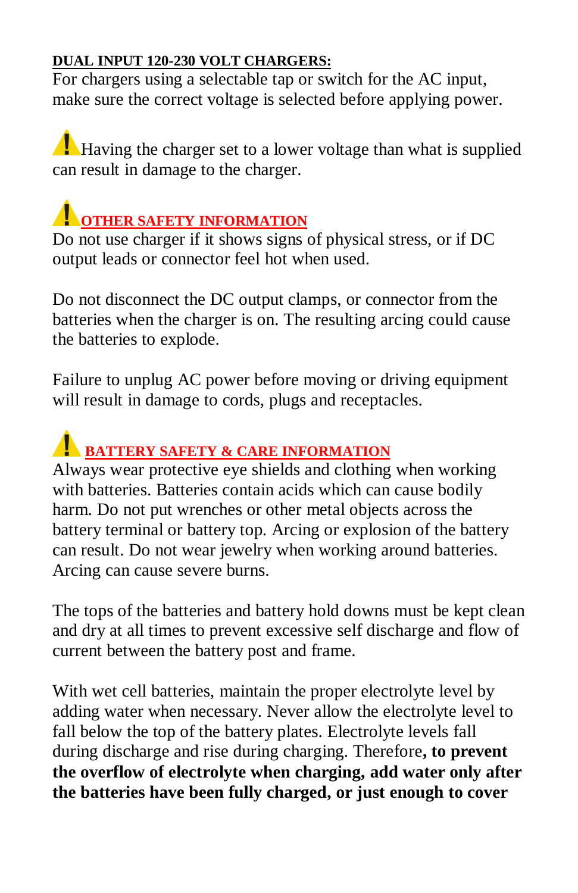**DUAL INPUT 120-230 VOLT CHARGERS:**

For chargers using a selectable tap or switch for the AC input, make sure the correct voltage is selected before applying power.

⚠ Having the charger set to a lower voltage than what is supplied can result in damage to the charger.

## ⚠ OTHER SAFETY INFORMATION

Do not use charger if it shows signs of physical stress, or if DC output leads or connector feel hot when used.

Do not disconnect the DC output clamps, or connector from the batteries when the charger is on. The resulting arcing could cause the batteries to explode.

Failure to unplug AC power before moving or driving equipment will result in damage to cords, plugs and receptacles.

## ⚠ BATTERY SAFETY & CARE INFORMATION

Always wear protective eye shields and clothing when working with batteries. Batteries contain acids which can cause bodily harm. Do not put wrenches or other metal objects across the battery terminal or battery top. Arcing or explosion of the battery can result. Do not wear jewelry when working around batteries. Arcing can cause severe burns.

The tops of the batteries and battery hold downs must be kept clean and dry at all times to prevent excessive self discharge and flow of current between the battery post and frame.

With wet cell batteries, maintain the proper electrolyte level by adding water when necessary. Never allow the electrolyte level to fall below the top of the battery plates. Electrolyte levels fall during discharge and rise during charging. Therefore**, to prevent the overflow of electrolyte when charging, add water only after the batteries have been fully charged, or just enough to cover**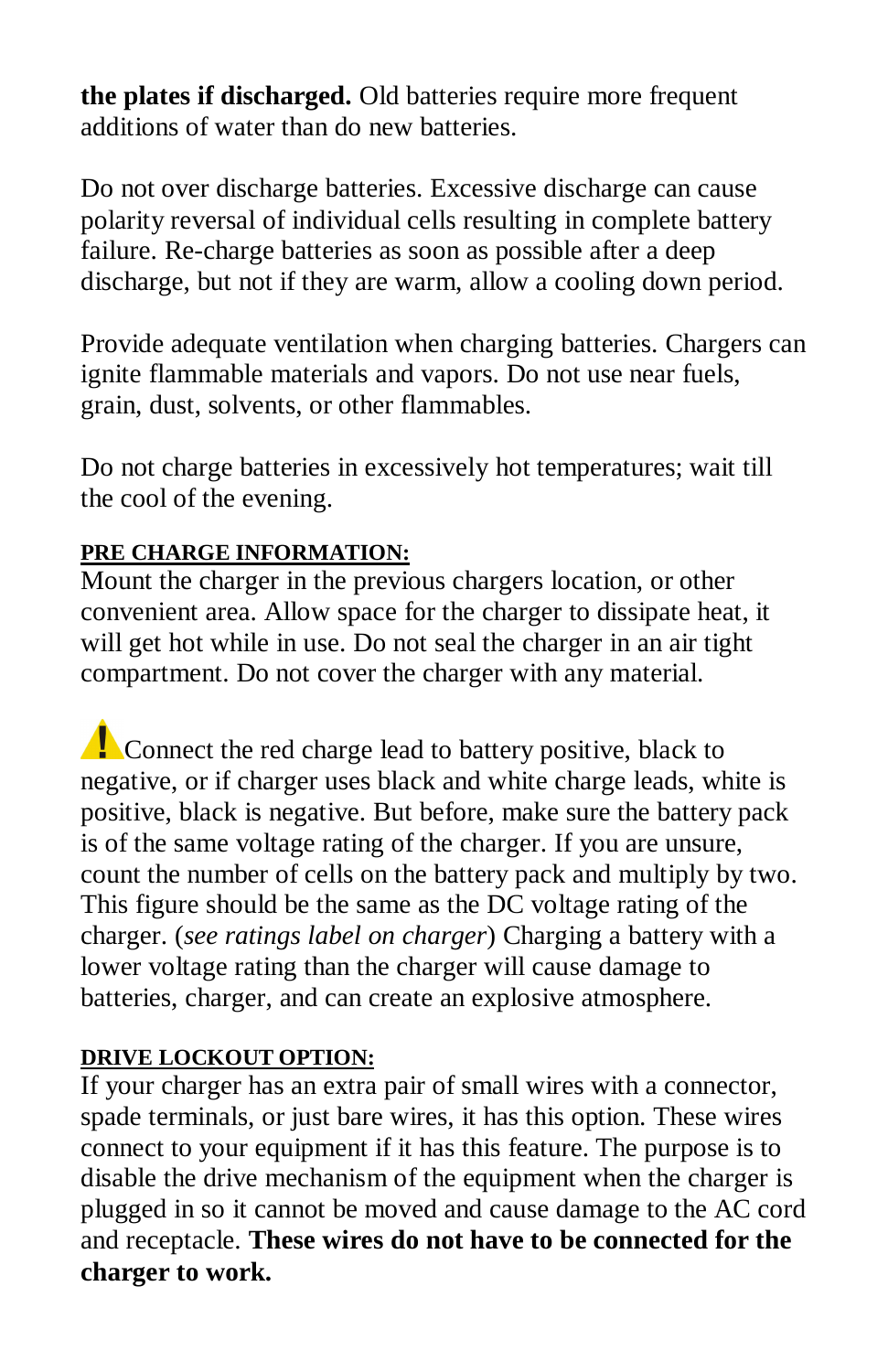**the plates if discharged.** Old batteries require more frequent additions of water than do new batteries.

Do not over discharge batteries. Excessive discharge can cause polarity reversal of individual cells resulting in complete battery failure. Re-charge batteries as soon as possible after a deep discharge, but not if they are warm, allow a cooling down period.

Provide adequate ventilation when charging batteries. Chargers can ignite flammable materials and vapors. Do not use near fuels, grain, dust, solvents, or other flammables.

Do not charge batteries in excessively hot temperatures; wait till the cool of the evening.

**PRE CHARGE INFORMATION:**
Mount the charger in the previous chargers location, or other convenient area. Allow space for the charger to dissipate heat, it will get hot while in use. Do not seal the charger in an air tight compartment. Do not cover the charger with any material.

⚠ Connect the red charge lead to battery positive, black to negative, or if charger uses black and white charge leads, white is positive, black is negative. But before, make sure the battery pack is of the same voltage rating of the charger. If you are unsure, count the number of cells on the battery pack and multiply by two. This figure should be the same as the DC voltage rating of the charger. (*see ratings label on charger*) Charging a battery with a lower voltage rating than the charger will cause damage to batteries, charger, and can create an explosive atmosphere.

**DRIVE LOCKOUT OPTION:**
If your charger has an extra pair of small wires with a connector, spade terminals, or just bare wires, it has this option. These wires connect to your equipment if it has this feature. The purpose is to disable the drive mechanism of the equipment when the charger is plugged in so it cannot be moved and cause damage to the AC cord and receptacle. **These wires do not have to be connected for the charger to work.**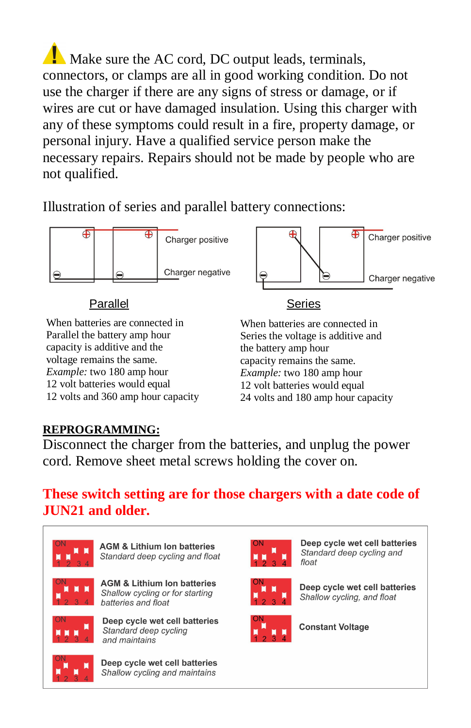⚠ Make sure the AC cord, DC output leads, terminals, connectors, or clamps are all in good working condition. Do not use the charger if there are any signs of stress or damage, or if wires are cut or have damaged insulation. Using this charger with any of these symptoms could result in a fire, property damage, or personal injury. Have a qualified service person make the necessary repairs. Repairs should not be made by people who are not qualified.

Illustration of series and parallel battery connections:

Charger positive

Charger negative

Parallel

When batteries are connected in Parallel the battery amp hour capacity is additive and the voltage remains the same.
*Example:* two 180 amp hour 12 volt batteries would equal 12 volts and 360 amp hour capacity

Charger positive

Charger negative

Series

When batteries are connected in Series the voltage is additive and the battery amp hour capacity remains the same.
*Example:* two 180 amp hour 12 volt batteries would equal 24 volts and 180 amp hour capacity

**REPROGRAMMING:**

Disconnect the charger from the batteries, and unplug the power cord. Remove sheet metal screws holding the cover on.

**These switch setting are for those chargers with a date code of JUN21 and older.**

**AGM & Lithium Ion batteries**
*Standard deep cycling and float*

**AGM & Lithium Ion batteries**
*Shallow cycling or for starting batteries and float*

**Deep cycle wet cell batteries**
*Standard deep cycling and maintains*

**Deep cycle wet cell batteries**
*Shallow cycling and maintains*

**Deep cycle wet cell batteries**
*Standard deep cycling and float*

**Deep cycle wet cell batteries**
*Shallow cycling, and float*

**Constant Voltage**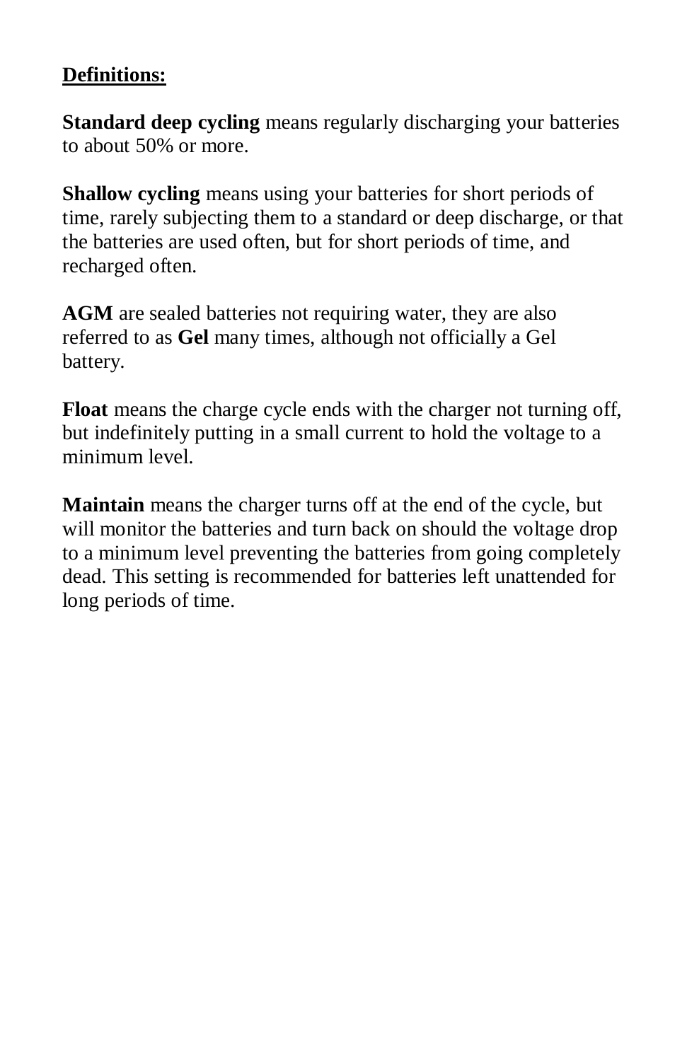**Definitions:**

**Standard deep cycling** means regularly discharging your batteries to about 50% or more.

**Shallow cycling** means using your batteries for short periods of time, rarely subjecting them to a standard or deep discharge, or that the batteries are used often, but for short periods of time, and recharged often.

**AGM** are sealed batteries not requiring water, they are also referred to as **Gel** many times, although not officially a Gel battery.

**Float** means the charge cycle ends with the charger not turning off, but indefinitely putting in a small current to hold the voltage to a minimum level.

**Maintain** means the charger turns off at the end of the cycle, but will monitor the batteries and turn back on should the voltage drop to a minimum level preventing the batteries from going completely dead. This setting is recommended for batteries left unattended for long periods of time.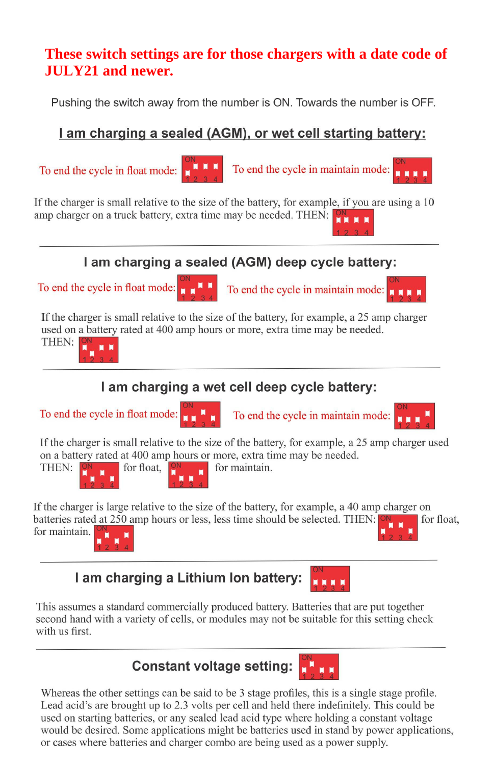**These switch settings are for those chargers with a date code of JULY21 and newer.**

Pushing the switch away from the number is ON. Towards the number is OFF.

## I am charging a sealed (AGM), or wet cell starting battery:

To end the cycle in float mode: To end the cycle in maintain mode:

If the charger is small relative to the size of the battery, for example, if you are using a 10 amp charger on a truck battery, extra time may be needed. THEN:

## I am charging a sealed (AGM) deep cycle battery:

To end the cycle in float mode: To end the cycle in maintain mode:

If the charger is small relative to the size of the battery, for example, a 25 amp charger used on a battery rated at 400 amp hours or more, extra time may be needed. THEN:

## I am charging a wet cell deep cycle battery:

To end the cycle in float mode: To end the cycle in maintain mode:

If the charger is small relative to the size of the battery, for example, a 25 amp charger used on a battery rated at 400 amp hours or more, extra time may be needed. THEN: for float, for maintain.

If the charger is large relative to the size of the battery, for example, a 40 amp charger on batteries rated at 250 amp hours or less, less time should be selected. THEN: for float, for maintain.

## I am charging a Lithium Ion battery:

This assumes a standard commercially produced battery. Batteries that are put together second hand with a variety of cells, or modules may not be suitable for this setting check with us first.

## Constant voltage setting:

Whereas the other settings can be said to be 3 stage profiles, this is a single stage profile. Lead acid's are brought up to 2.3 volts per cell and held there indefinitely. This could be used on starting batteries, or any sealed lead acid type where holding a constant voltage would be desired. Some applications might be batteries used in stand by power applications, or cases where batteries and charger combo are being used as a power supply.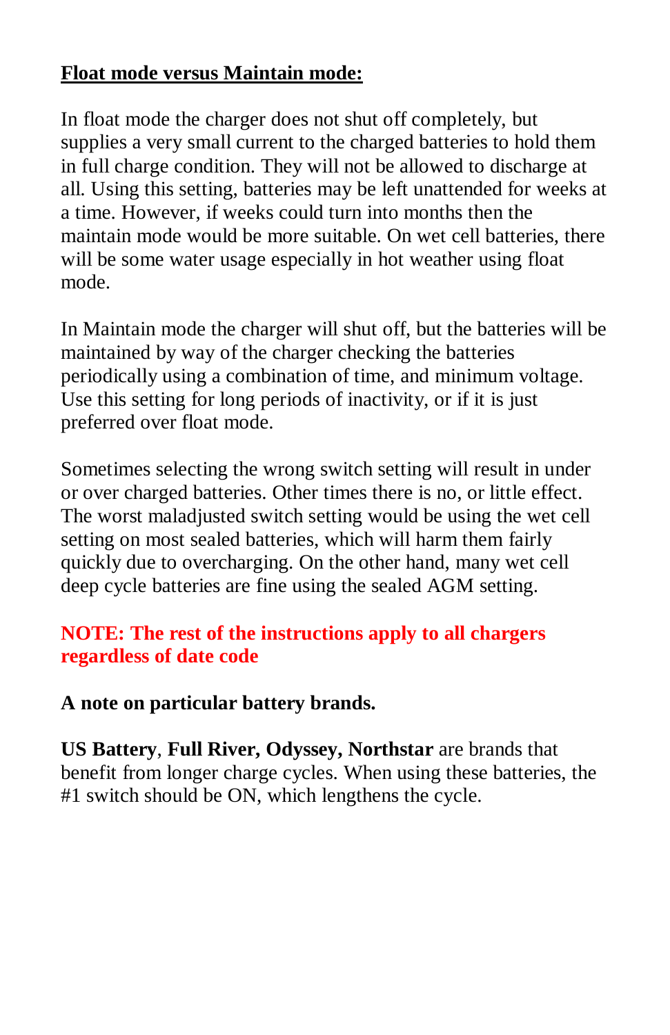**<u>Float mode versus Maintain mode:</u>**

In float mode the charger does not shut off completely, but supplies a very small current to the charged batteries to hold them in full charge condition. They will not be allowed to discharge at all. Using this setting, batteries may be left unattended for weeks at a time. However, if weeks could turn into months then the maintain mode would be more suitable. On wet cell batteries, there will be some water usage especially in hot weather using float mode.

In Maintain mode the charger will shut off, but the batteries will be maintained by way of the charger checking the batteries periodically using a combination of time, and minimum voltage. Use this setting for long periods of inactivity, or if it is just preferred over float mode.

Sometimes selecting the wrong switch setting will result in under or over charged batteries. Other times there is no, or little effect. The worst maladjusted switch setting would be using the wet cell setting on most sealed batteries, which will harm them fairly quickly due to overcharging. On the other hand, many wet cell deep cycle batteries are fine using the sealed AGM setting.

**NOTE: The rest of the instructions apply to all chargers regardless of date code**

**A note on particular battery brands.**

**US Battery**, **Full River, Odyssey, Northstar** are brands that benefit from longer charge cycles. When using these batteries, the #1 switch should be ON, which lengthens the cycle.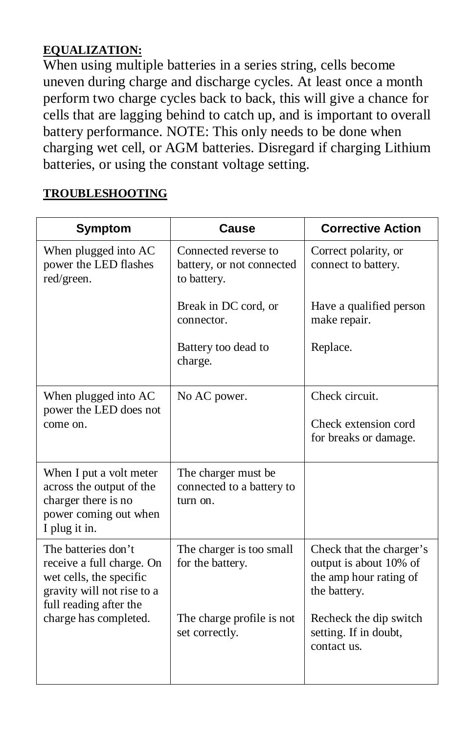**EQUALIZATION:**

When using multiple batteries in a series string, cells become uneven during charge and discharge cycles. At least once a month perform two charge cycles back to back, this will give a chance for cells that are lagging behind to catch up, and is important to overall battery performance. NOTE: This only needs to be done when charging wet cell, or AGM batteries. Disregard if charging Lithium batteries, or using the constant voltage setting.

**TROUBLESHOOTING**

| Symptom | Cause | Corrective Action |
|---|---|---|
| When plugged into AC power the LED flashes red/green. | Connected reverse to battery, or not connected to battery. | Correct polarity, or connect to battery. |
| | Break in DC cord, or connector. | Have a qualified person make repair. |
| | Battery too dead to charge. | Replace. |
| When plugged into AC power the LED does not come on. | No AC power. | Check circuit.<br><br>Check extension cord for breaks or damage. |
| When I put a volt meter across the output of the charger there is no power coming out when I plug it in. | The charger must be connected to a battery to turn on. | |
| The batteries don't receive a full charge. On wet cells, the specific gravity will not rise to a full reading after the charge has completed. | The charger is too small for the battery. | Check that the charger's output is about 10% of the amp hour rating of the battery. |
| | The charge profile is not set correctly. | Recheck the dip switch setting. If in doubt, contact us. |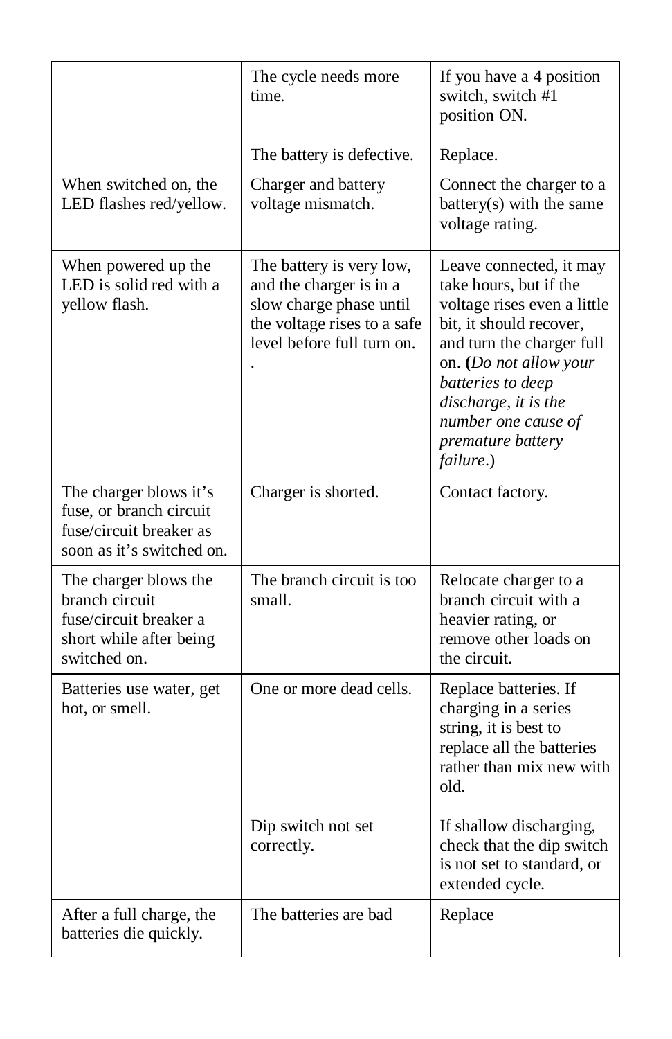| | | |
|---|---|---|
| | The cycle needs more time.<br><br>The battery is defective. | If you have a 4 position switch, switch #1 position ON.<br><br>Replace. |
| When switched on, the LED flashes red/yellow. | Charger and battery voltage mismatch. | Connect the charger to a battery(s) with the same voltage rating. |
| When powered up the LED is solid red with a yellow flash. | The battery is very low, and the charger is in a slow charge phase until the voltage rises to a safe level before full turn on.<br>. | Leave connected, it may take hours, but if the voltage rises even a little bit, it should recover, and turn the charger full on. **(***Do not allow your batteries to deep discharge, it is the number one cause of premature battery failure*.) |
| The charger blows it's fuse, or branch circuit fuse/circuit breaker as soon as it's switched on. | Charger is shorted. | Contact factory. |
| The charger blows the branch circuit fuse/circuit breaker a short while after being switched on. | The branch circuit is too small. | Relocate charger to a branch circuit with a heavier rating, or remove other loads on the circuit. |
| Batteries use water, get hot, or smell. | One or more dead cells.<br><br>Dip switch not set correctly. | Replace batteries. If charging in a series string, it is best to replace all the batteries rather than mix new with old.<br><br>If shallow discharging, check that the dip switch is not set to standard, or extended cycle. |
| After a full charge, the batteries die quickly. | The batteries are bad | Replace |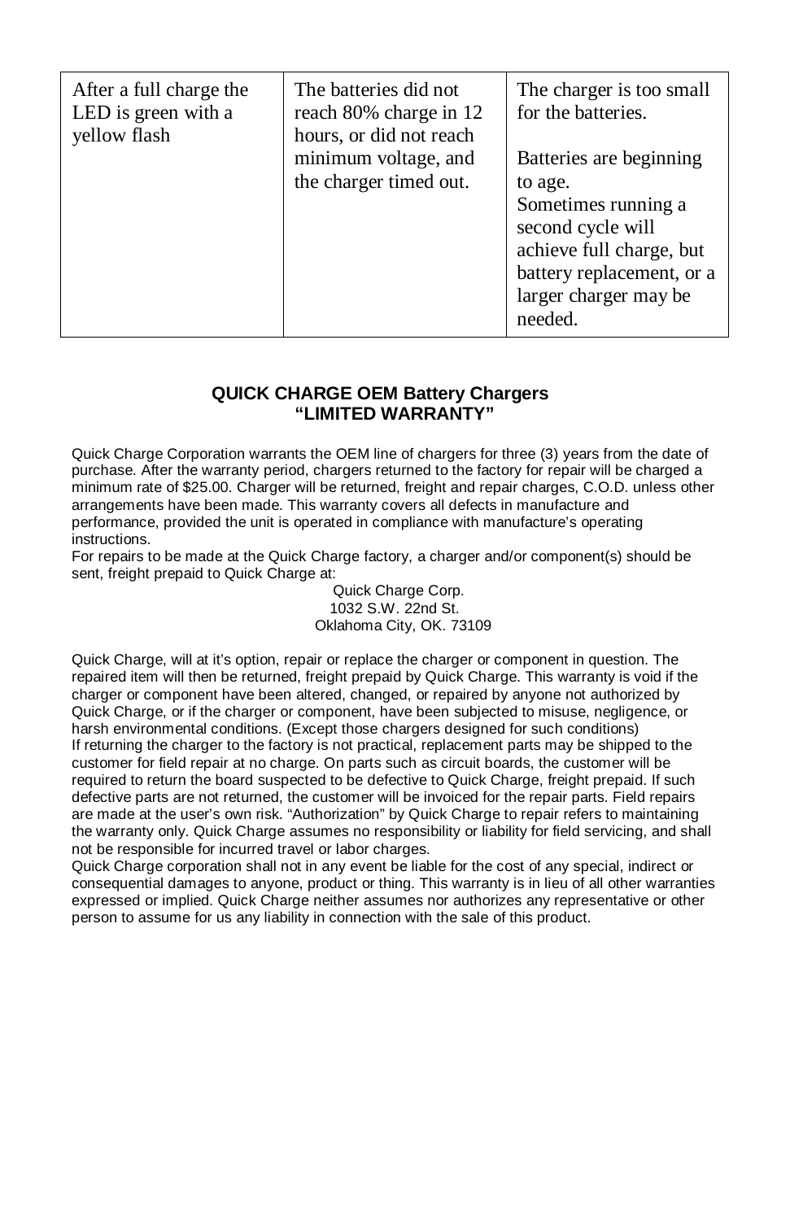| | | |
|---|---|---|
| After a full charge the LED is green with a yellow flash | The batteries did not reach 80% charge in 12 hours, or did not reach minimum voltage, and the charger timed out. | The charger is too small for the batteries.<br><br>Batteries are beginning to age.<br>Sometimes running a second cycle will achieve full charge, but battery replacement, or a larger charger may be needed. |

## QUICK CHARGE OEM Battery Chargers
## "LIMITED WARRANTY"

Quick Charge Corporation warrants the OEM line of chargers for three (3) years from the date of purchase. After the warranty period, chargers returned to the factory for repair will be charged a minimum rate of $25.00. Charger will be returned, freight and repair charges, C.O.D. unless other arrangements have been made. This warranty covers all defects in manufacture and performance, provided the unit is operated in compliance with manufacture's operating instructions.

For repairs to be made at the Quick Charge factory, a charger and/or component(s) should be sent, freight prepaid to Quick Charge at:

Quick Charge Corp.
1032 S.W. 22nd St.
Oklahoma City, OK. 73109

Quick Charge, will at it's option, repair or replace the charger or component in question. The repaired item will then be returned, freight prepaid by Quick Charge. This warranty is void if the charger or component have been altered, changed, or repaired by anyone not authorized by Quick Charge, or if the charger or component, have been subjected to misuse, negligence, or harsh environmental conditions. (Except those chargers designed for such conditions)

If returning the charger to the factory is not practical, replacement parts may be shipped to the customer for field repair at no charge. On parts such as circuit boards, the customer will be required to return the board suspected to be defective to Quick Charge, freight prepaid. If such defective parts are not returned, the customer will be invoiced for the repair parts. Field repairs are made at the user's own risk. "Authorization" by Quick Charge to repair refers to maintaining the warranty only. Quick Charge assumes no responsibility or liability for field servicing, and shall not be responsible for incurred travel or labor charges.

Quick Charge corporation shall not in any event be liable for the cost of any special, indirect or consequential damages to anyone, product or thing. This warranty is in lieu of all other warranties expressed or implied. Quick Charge neither assumes nor authorizes any representative or other person to assume for us any liability in connection with the sale of this product.